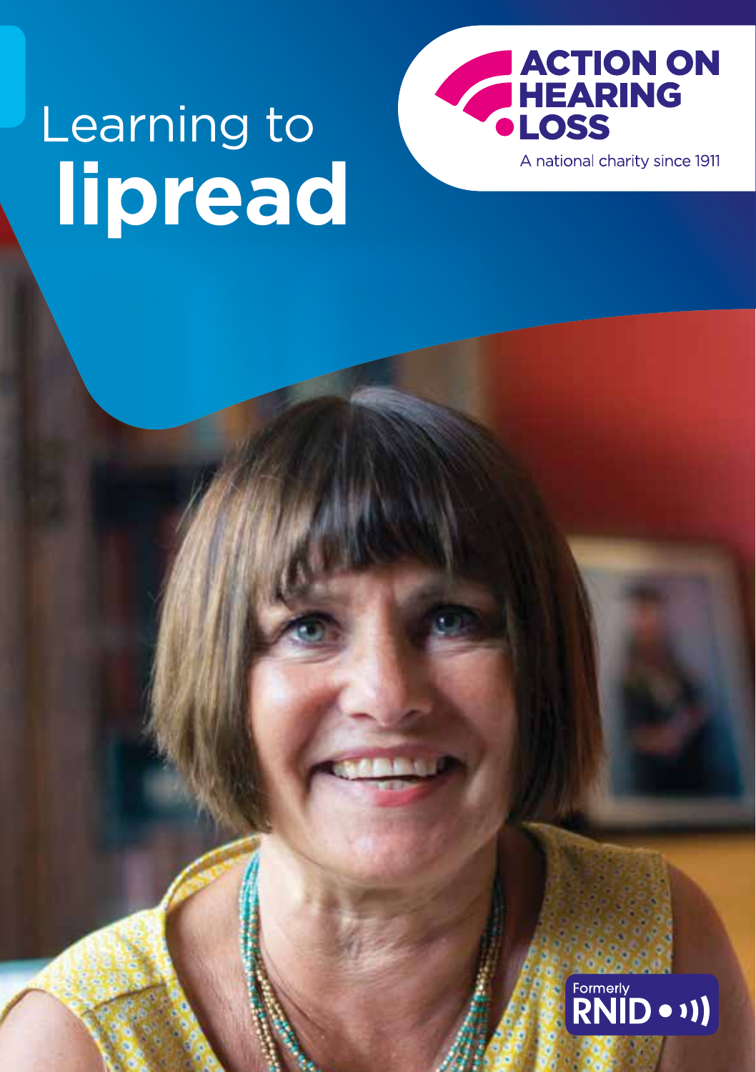# Learning to **lipread**

ACTION ON HEARING LOSS

A national charity since 1911

Formerly RNID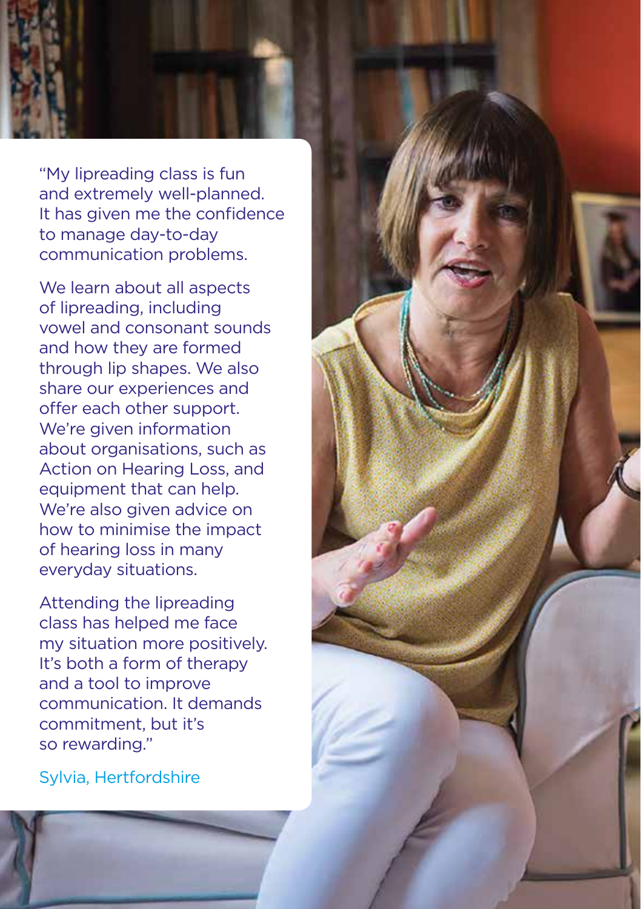"My lipreading class is fun and extremely well-planned. It has given me the confidence to manage day-to-day communication problems.

We learn about all aspects of lipreading, including vowel and consonant sounds and how they are formed through lip shapes. We also share our experiences and offer each other support. We're given information about organisations, such as Action on Hearing Loss, and equipment that can help. We're also given advice on how to minimise the impact of hearing loss in many everyday situations.

Attending the lipreading class has helped me face my situation more positively. It's both a form of therapy and a tool to improve communication. It demands commitment, but it's so rewarding."

Sylvia, Hertfordshire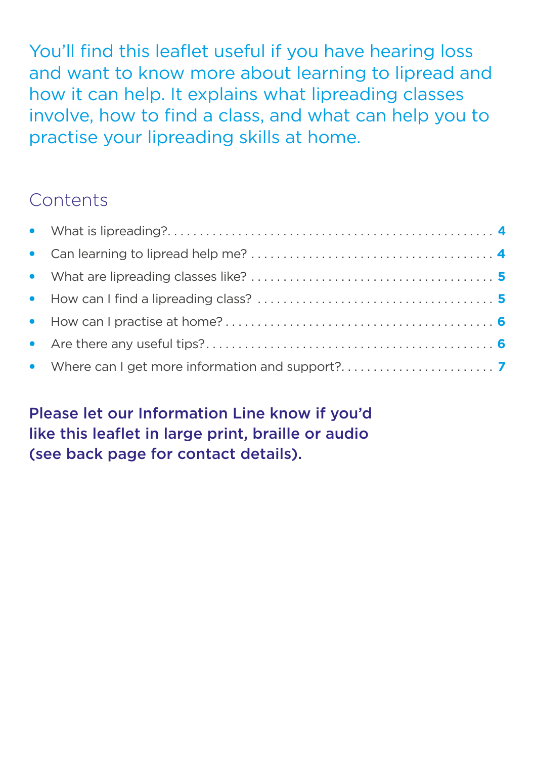You'll find this leaflet useful if you have hearing loss and want to know more about learning to lipread and how it can help. It explains what lipreading classes involve, how to find a class, and what can help you to practise your lipreading skills at home.

## Contents

- What is lipreading? .... **4**
- Can learning to lipread help me? .... **4**
- What are lipreading classes like? .... **5**
- How can I find a lipreading class? .... **5**
- How can I practise at home? .... **6**
- Are there any useful tips? .... **6**
- Where can I get more information and support? .... **7**

**Please let our Information Line know if you'd like this leaflet in large print, braille or audio (see back page for contact details).**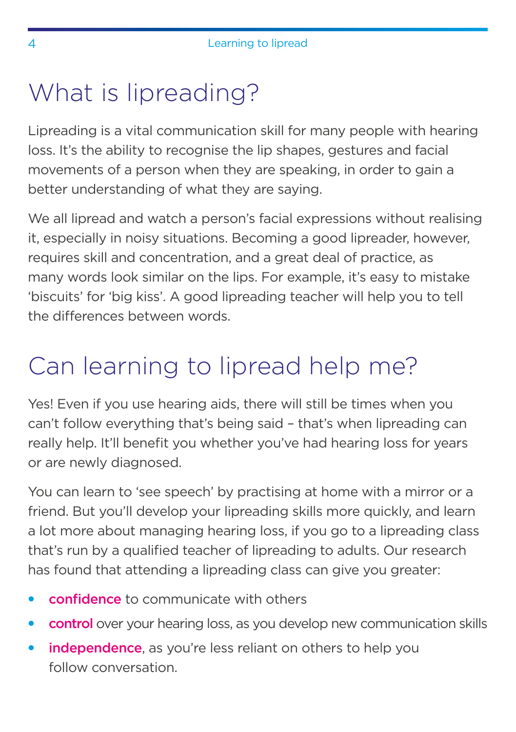# What is lipreading?

Lipreading is a vital communication skill for many people with hearing loss. It's the ability to recognise the lip shapes, gestures and facial movements of a person when they are speaking, in order to gain a better understanding of what they are saying.

We all lipread and watch a person's facial expressions without realising it, especially in noisy situations. Becoming a good lipreader, however, requires skill and concentration, and a great deal of practice, as many words look similar on the lips. For example, it's easy to mistake 'biscuits' for 'big kiss'. A good lipreading teacher will help you to tell the differences between words.

# Can learning to lipread help me?

Yes! Even if you use hearing aids, there will still be times when you can't follow everything that's being said – that's when lipreading can really help. It'll benefit you whether you've had hearing loss for years or are newly diagnosed.

You can learn to 'see speech' by practising at home with a mirror or a friend. But you'll develop your lipreading skills more quickly, and learn a lot more about managing hearing loss, if you go to a lipreading class that's run by a qualified teacher of lipreading to adults. Our research has found that attending a lipreading class can give you greater:

- **confidence** to communicate with others
- **control** over your hearing loss, as you develop new communication skills
- **independence**, as you're less reliant on others to help you follow conversation.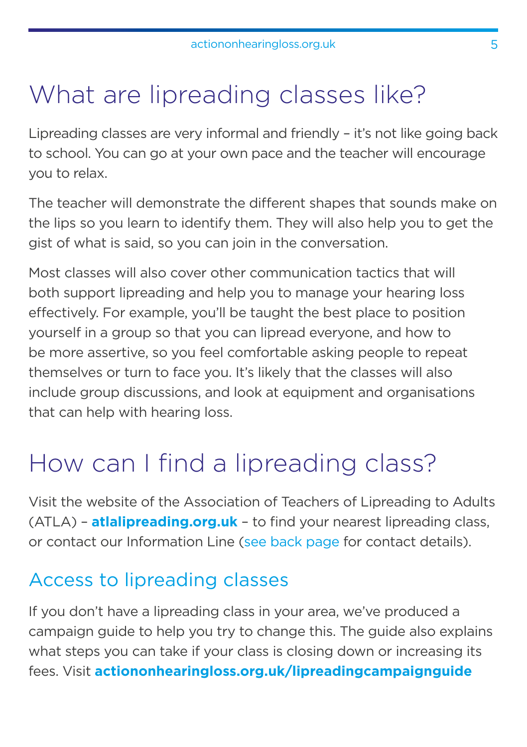# What are lipreading classes like?

Lipreading classes are very informal and friendly – it's not like going back to school. You can go at your own pace and the teacher will encourage you to relax.

The teacher will demonstrate the different shapes that sounds make on the lips so you learn to identify them. They will also help you to get the gist of what is said, so you can join in the conversation.

Most classes will also cover other communication tactics that will both support lipreading and help you to manage your hearing loss effectively. For example, you'll be taught the best place to position yourself in a group so that you can lipread everyone, and how to be more assertive, so you feel comfortable asking people to repeat themselves or turn to face you. It's likely that the classes will also include group discussions, and look at equipment and organisations that can help with hearing loss.

# How can I find a lipreading class?

Visit the website of the Association of Teachers of Lipreading to Adults (ATLA) – **atlalipreading.org.uk** – to find your nearest lipreading class, or contact our Information Line (see back page for contact details).

## Access to lipreading classes

If you don't have a lipreading class in your area, we've produced a campaign guide to help you try to change this. The guide also explains what steps you can take if your class is closing down or increasing its fees. Visit **actiononhearingloss.org.uk/lipreadingcampaignguide**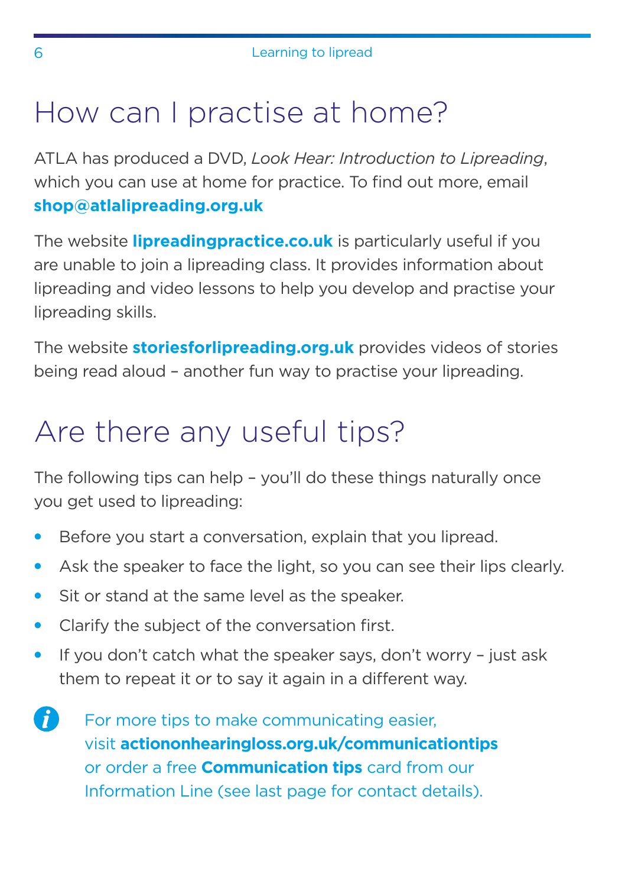# How can I practise at home?

ATLA has produced a DVD, *Look Hear: Introduction to Lipreading*, which you can use at home for practice. To find out more, email **shop@atlalipreading.org.uk**

The website **lipreadingpractice.co.uk** is particularly useful if you are unable to join a lipreading class. It provides information about lipreading and video lessons to help you develop and practise your lipreading skills.

The website **storiesforlipreading.org.uk** provides videos of stories being read aloud – another fun way to practise your lipreading.

# Are there any useful tips?

The following tips can help – you'll do these things naturally once you get used to lipreading:

- Before you start a conversation, explain that you lipread.
- Ask the speaker to face the light, so you can see their lips clearly.
- Sit or stand at the same level as the speaker.
- Clarify the subject of the conversation first.
- If you don't catch what the speaker says, don't worry – just ask them to repeat it or to say it again in a different way.

For more tips to make communicating easier, visit **actiononhearingloss.org.uk/communicationtips** or order a free **Communication tips** card from our Information Line (see last page for contact details).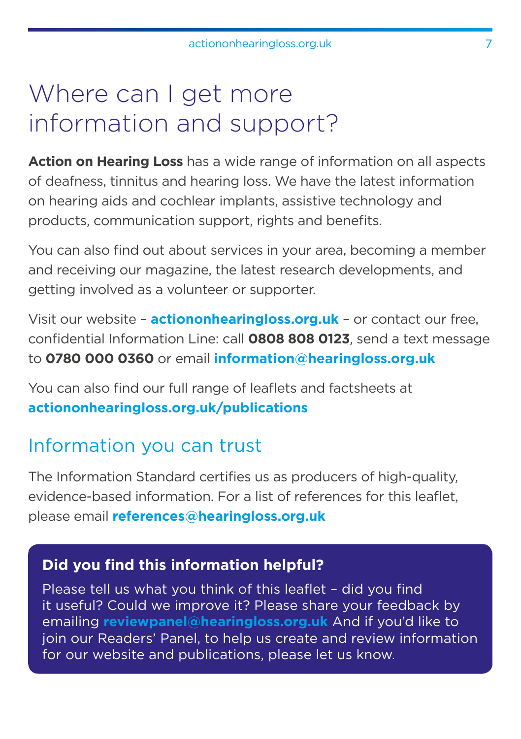# Where can I get more information and support?

**Action on Hearing Loss** has a wide range of information on all aspects of deafness, tinnitus and hearing loss. We have the latest information on hearing aids and cochlear implants, assistive technology and products, communication support, rights and benefits.

You can also find out about services in your area, becoming a member and receiving our magazine, the latest research developments, and getting involved as a volunteer or supporter.

Visit our website – **actiononhearingloss.org.uk** – or contact our free, confidential Information Line: call **0808 808 0123**, send a text message to **0780 000 0360** or email **information@hearingloss.org.uk**

You can also find our full range of leaflets and factsheets at **actiononhearingloss.org.uk/publications**

## Information you can trust

The Information Standard certifies us as producers of high-quality, evidence-based information. For a list of references for this leaflet, please email **references@hearingloss.org.uk**

**Did you find this information helpful?**

Please tell us what you think of this leaflet – did you find it useful? Could we improve it? Please share your feedback by emailing **reviewpanel@hearingloss.org.uk** And if you'd like to join our Readers' Panel, to help us create and review information for our website and publications, please let us know.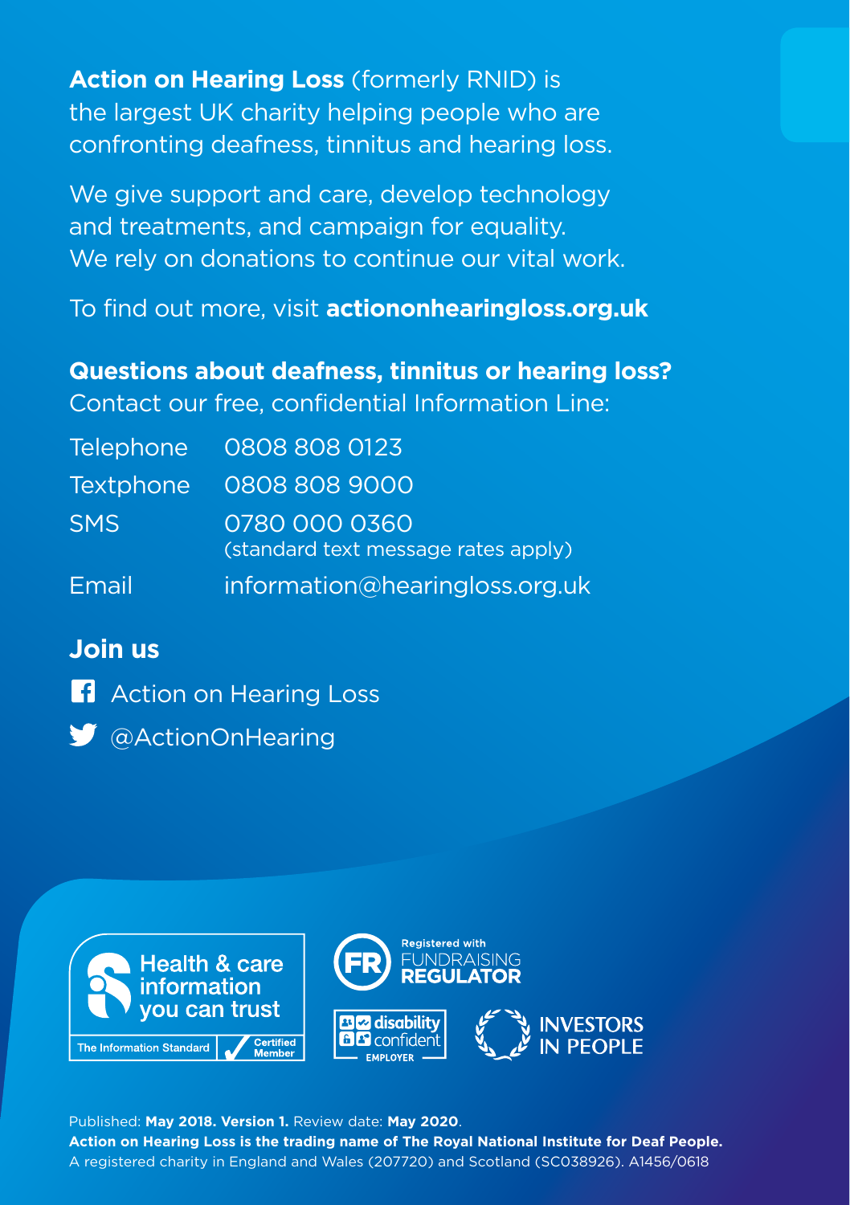**Action on Hearing Loss** (formerly RNID) is the largest UK charity helping people who are confronting deafness, tinnitus and hearing loss.

We give support and care, develop technology and treatments, and campaign for equality. We rely on donations to continue our vital work.

To find out more, visit **actiononhearingloss.org.uk**

**Questions about deafness, tinnitus or hearing loss?**
Contact our free, confidential Information Line:

| | |
|---|---|
| Telephone | 0808 808 0123 |
| Textphone | 0808 808 9000 |
| SMS | 0780 000 0360 (standard text message rates apply) |
| Email | information@hearingloss.org.uk |

## Join us

Action on Hearing Loss

@ActionOnHearing

Health & care information you can trust

The Information Standard Certified Member

Registered with FUNDRAISING REGULATOR

disability confident EMPLOYER

INVESTORS IN PEOPLE

Published: **May 2018. Version 1.** Review date: **May 2020**.
**Action on Hearing Loss is the trading name of The Royal National Institute for Deaf People.**
A registered charity in England and Wales (207720) and Scotland (SC038926). A1456/0618